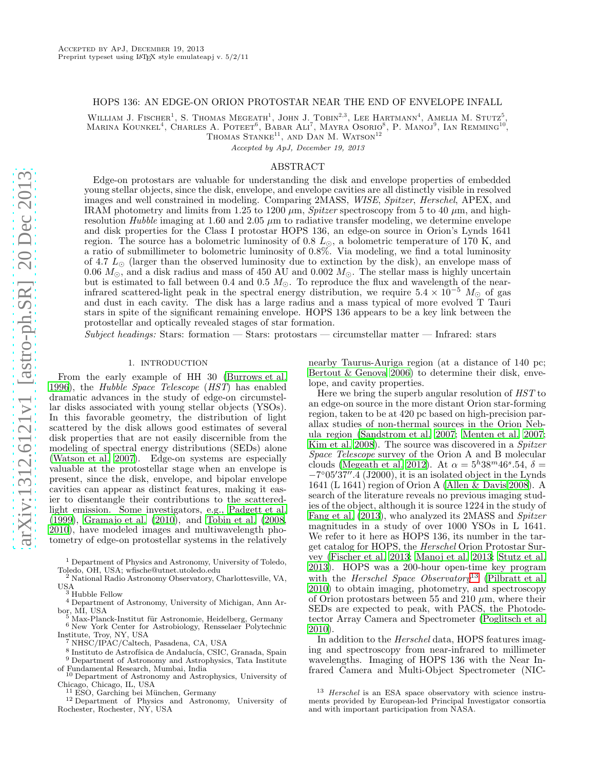Accepted by ApJ, December 19, 2013
Preprint typeset using LaTeX style emulateapj v. 5/2/11

# HOPS 136: AN EDGE-ON ORION PROTOSTAR NEAR THE END OF ENVELOPE INFALL

William J. Fischer[1], S. Thomas Megeath[1], John J. Tobin[2,3], Lee Hartmann[4], Amelia M. Stutz[5], Marina Kounkel[4], Charles A. Poteet[6], Babar Ali[7], Mayra Osorio[8], P. Manoj[9], Ian Remming[10], Thomas Stanke[11], and Dan M. Watson[12]

*Accepted by ApJ, December 19, 2013*

## ABSTRACT

Edge-on protostars are valuable for understanding the disk and envelope properties of embedded young stellar objects, since the disk, envelope, and envelope cavities are all distinctly visible in resolved images and well constrained in modeling. Comparing 2MASS, *WISE*, *Spitzer*, *Herschel*, APEX, and IRAM photometry and limits from 1.25 to 1200 $\mu$m, *Spitzer* spectroscopy from 5 to 40 $\mu$m, and high-resolution *Hubble* imaging at 1.60 and 2.05 $\mu$m to radiative transfer modeling, we determine envelope and disk properties for the Class I protostar HOPS 136, an edge-on source in Orion's Lynds 1641 region. The source has a bolometric luminosity of 0.8 $L_\odot$, a bolometric temperature of 170 K, and a ratio of submillimeter to bolometric luminosity of 0.8%. Via modeling, we find a total luminosity of 4.7 $L_\odot$ (larger than the observed luminosity due to extinction by the disk), an envelope mass of 0.06 $M_\odot$, and a disk radius and mass of 450 AU and 0.002 $M_\odot$. The stellar mass is highly uncertain but is estimated to fall between 0.4 and 0.5 $M_\odot$. To reproduce the flux and wavelength of the near-infrared scattered-light peak in the spectral energy distribution, we require $5.4 \times 10^{-5}$ $M_\odot$ of gas and dust in each cavity. The disk has a large radius and a mass typical of more evolved T Tauri stars in spite of the significant remaining envelope. HOPS 136 appears to be a key link between the protostellar and optically revealed stages of star formation.

*Subject headings:* Stars: formation — Stars: protostars — circumstellar matter — Infrared: stars

## 1. INTRODUCTION

From the early example of HH 30 (Burrows et al. 1996), the *Hubble Space Telescope* (*HST*) has enabled dramatic advances in the study of edge-on circumstellar disks associated with young stellar objects (YSOs). In this favorable geometry, the distribution of light scattered by the disk allows good estimates of several disk properties that are not easily discernible from the modeling of spectral energy distributions (SEDs) alone (Watson et al. 2007). Edge-on systems are especially valuable at the protostellar stage when an envelope is present, since the disk, envelope, and bipolar envelope cavities can appear as distinct features, making it easier to disentangle their contributions to the scattered-light emission. Some investigators, e.g., Padgett et al. (1999), Gramajo et al. (2010), and Tobin et al. (2008, 2010), have modeled images and multiwavelength photometry of edge-on protostellar systems in the relatively nearby Taurus-Auriga region (at a distance of 140 pc; Bertout & Genova 2006) to determine their disk, envelope, and cavity properties.

Here we bring the superb angular resolution of *HST* to an edge-on source in the more distant Orion star-forming region, taken to be at 420 pc based on high-precision parallax studies of non-thermal sources in the Orion Nebula region (Sandstrom et al. 2007; Menten et al. 2007; Kim et al. 2008). The source was discovered in a *Spitzer Space Telescope* survey of the Orion A and B molecular clouds (Megeath et al. 2012). At $\alpha = 5^h38^m46^s.54$, $\delta = -7°05'37''.4$ (J2000), it is an isolated object in the Lynds 1641 (L 1641) region of Orion A (Allen & Davis 2008). A search of the literature reveals no previous imaging studies of the object, although it is source 1224 in the study of Fang et al. (2013), who analyzed its 2MASS and *Spitzer* magnitudes in a study of over 1000 YSOs in L 1641. We refer to it here as HOPS 136, its number in the target catalog for HOPS, the *Herschel* Orion Protostar Survey (Fischer et al. 2013; Manoj et al. 2013; Stutz et al. 2013). HOPS was a 200-hour open-time key program with the *Herschel Space Observatory*[13] (Pilbratt et al. 2010) to obtain imaging, photometry, and spectroscopy of Orion protostars between 55 and 210 $\mu$m, where their SEDs are expected to peak, with PACS, the Photodetector Array Camera and Spectrometer (Poglitsch et al. 2010).

In addition to the *Herschel* data, HOPS features imaging and spectroscopy from near-infrared to millimeter wavelengths. Imaging of HOPS 136 with the Near Infrared Camera and Multi-Object Spectrometer (NIC-

[1] Department of Physics and Astronomy, University of Toledo, Toledo, OH, USA; wfische@utnet.utoledo.edu
[2] National Radio Astronomy Observatory, Charlottesville, VA, USA
[3] Hubble Fellow
[4] Department of Astronomy, University of Michigan, Ann Arbor, MI, USA
[5] Max-Planck-Institut für Astronomie, Heidelberg, Germany
[6] New York Center for Astrobiology, Rensselaer Polytechnic Institute, Troy, NY, USA
[7] NHSC/IPAC/Caltech, Pasadena, CA, USA
[8] Instituto de Astrofísica de Andalucía, CSIC, Granada, Spain
[9] Department of Astronomy and Astrophysics, Tata Institute of Fundamental Research, Mumbai, India
[10] Department of Astronomy and Astrophysics, University of Chicago, Chicago, IL, USA
[11] ESO, Garching bei München, Germany
[12] Department of Physics and Astronomy, University of Rochester, Rochester, NY, USA

[13] *Herschel* is an ESA space observatory with science instruments provided by European-led Principal Investigator consortia and with important participation from NASA.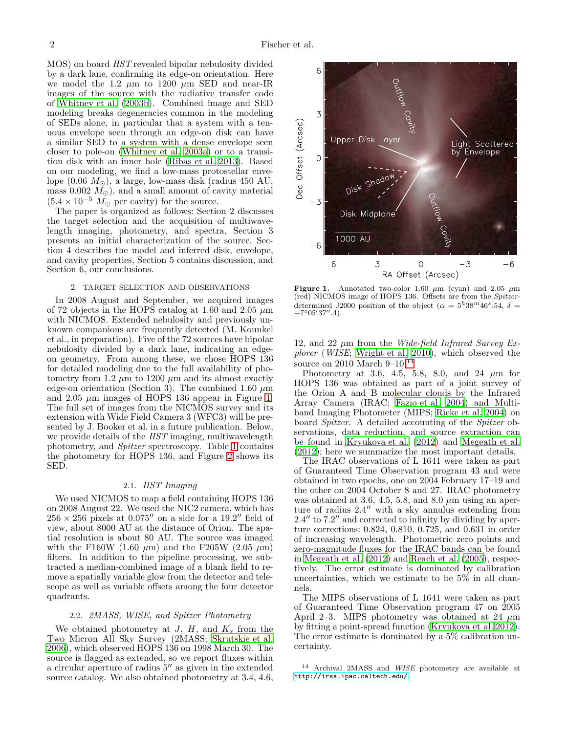MOS) on board *HST* revealed bipolar nebulosity divided by a dark lane, confirming its edge-on orientation. Here we model the 1.2 $\mu$m to 1200 $\mu$m SED and near-IR images of the source with the radiative transfer code of Whitney et al. (2003b). Combined image and SED modeling breaks degeneracies common in the modeling of SEDs alone, in particular that a system with a tenuous envelope seen through an edge-on disk can have a similar SED to a system with a dense envelope seen closer to pole-on (Whitney et al. 2003a) or to a transition disk with an inner hole (Ribas et al. 2013). Based on our modeling, we find a low-mass protostellar envelope (0.06 $M_\odot$), a large, low-mass disk (radius 450 AU, mass 0.002 $M_\odot$), and a small amount of cavity material ($5.4 \times 10^{-5}$ $M_\odot$ per cavity) for the source.

The paper is organized as follows: Section 2 discusses the target selection and the acquisition of multiwavelength imaging, photometry, and spectra, Section 3 presents an initial characterization of the source, Section 4 describes the model and inferred disk, envelope, and cavity properties, Section 5 contains discussion, and Section 6, our conclusions.

## 2. TARGET SELECTION AND OBSERVATIONS

In 2008 August and September, we acquired images of 72 objects in the HOPS catalog at 1.60 and 2.05 $\mu$m with NICMOS. Extended nebulosity and previously unknown companions are frequently detected (M. Kounkel et al., in preparation). Five of the 72 sources have bipolar nebulosity divided by a dark lane, indicating an edge-on geometry. From among these, we chose HOPS 136 for detailed modeling due to the full availability of photometry from 1.2 $\mu$m to 1200 $\mu$m and its almost exactly edge-on orientation (Section 3). The combined 1.60 $\mu$m and 2.05 $\mu$m images of HOPS 136 appear in Figure 1. The full set of images from the NICMOS survey and its extension with Wide Field Camera 3 (WFC3) will be presented by J. Booker et al. in a future publication. Below, we provide details of the *HST* imaging, multiwavelength photometry, and *Spitzer* spectroscopy. Table 1 contains the photometry for HOPS 136, and Figure 2 shows its SED.

### 2.1. *HST Imaging*

We used NICMOS to map a field containing HOPS 136 on 2008 August 22. We used the NIC2 camera, which has $256 \times 256$ pixels at $0.075''$ on a side for a $19.2''$ field of view, about 8000 AU at the distance of Orion. The spatial resolution is about 80 AU. The source was imaged with the F160W (1.60 $\mu$m) and the F205W (2.05 $\mu$m) filters. In addition to the pipeline processing, we subtracted a median-combined image of a blank field to remove a spatially variable glow from the detector and telescope as well as variable offsets among the four detector quadrants.

### 2.2. *2MASS, WISE, and Spitzer Photometry*

We obtained photometry at $J$, $H$, and $K_s$ from the Two Micron All Sky Survey (2MASS; Skrutskie et al. 2006), which observed HOPS 136 on 1998 March 30. The source is flagged as extended, so we report fluxes within a circular aperture of radius $5''$ as given in the extended source catalog. We also obtained photometry at 3.4, 4.6, 12, and 22 $\mu$m from the *Wide-field Infrared Survey Explorer* (*WISE*; Wright et al. 2010), which observed the source on 2010 March 9–10.[14]

**Figure 1.** Annotated two-color 1.60 $\mu$m (cyan) and 2.05 $\mu$m (red) NICMOS image of HOPS 136. Offsets are from the *Spitzer*-determined J2000 position of the object ($\alpha = 5^h38^m46^s.54$, $\delta = -7°05'37''.4$).

Photometry at 3.6, 4.5, 5.8, 8.0, and 24 $\mu$m for HOPS 136 was obtained as part of a joint survey of the Orion A and B molecular clouds by the Infrared Array Camera (IRAC; Fazio et al. 2004) and Multiband Imaging Photometer (MIPS; Rieke et al. 2004) on board *Spitzer*. A detailed accounting of the *Spitzer* observations, data reduction, and source extraction can be found in Kryukova et al. (2012) and Megeath et al. (2012); here we summarize the most important details.

The IRAC observations of L 1641 were taken as part of Guaranteed Time Observation program 43 and were obtained in two epochs, one on 2004 February 17–19 and the other on 2004 October 8 and 27. IRAC photometry was obtained at 3.6, 4.5, 5.8, and 8.0 $\mu$m using an aperture of radius $2.4''$ with a sky annulus extending from $2.4''$ to $7.2''$ and corrected to infinity by dividing by aperture corrections: 0.824, 0.810, 0.725, and 0.631 in order of increasing wavelength. Photometric zero points and zero-magnitude fluxes for the IRAC bands can be found in Megeath et al. (2012) and Reach et al. (2005), respectively. The error estimate is dominated by calibration uncertainties, which we estimate to be 5% in all channels.

The MIPS observations of L 1641 were taken as part of Guaranteed Time Observation program 47 on 2005 April 2–3. MIPS photometry was obtained at 24 $\mu$m by fitting a point-spread function (Kryukova et al. 2012). The error estimate is dominated by a 5% calibration uncertainty.

[14] Archival 2MASS and *WISE* photometry are available at http://irsa.ipac.caltech.edu/.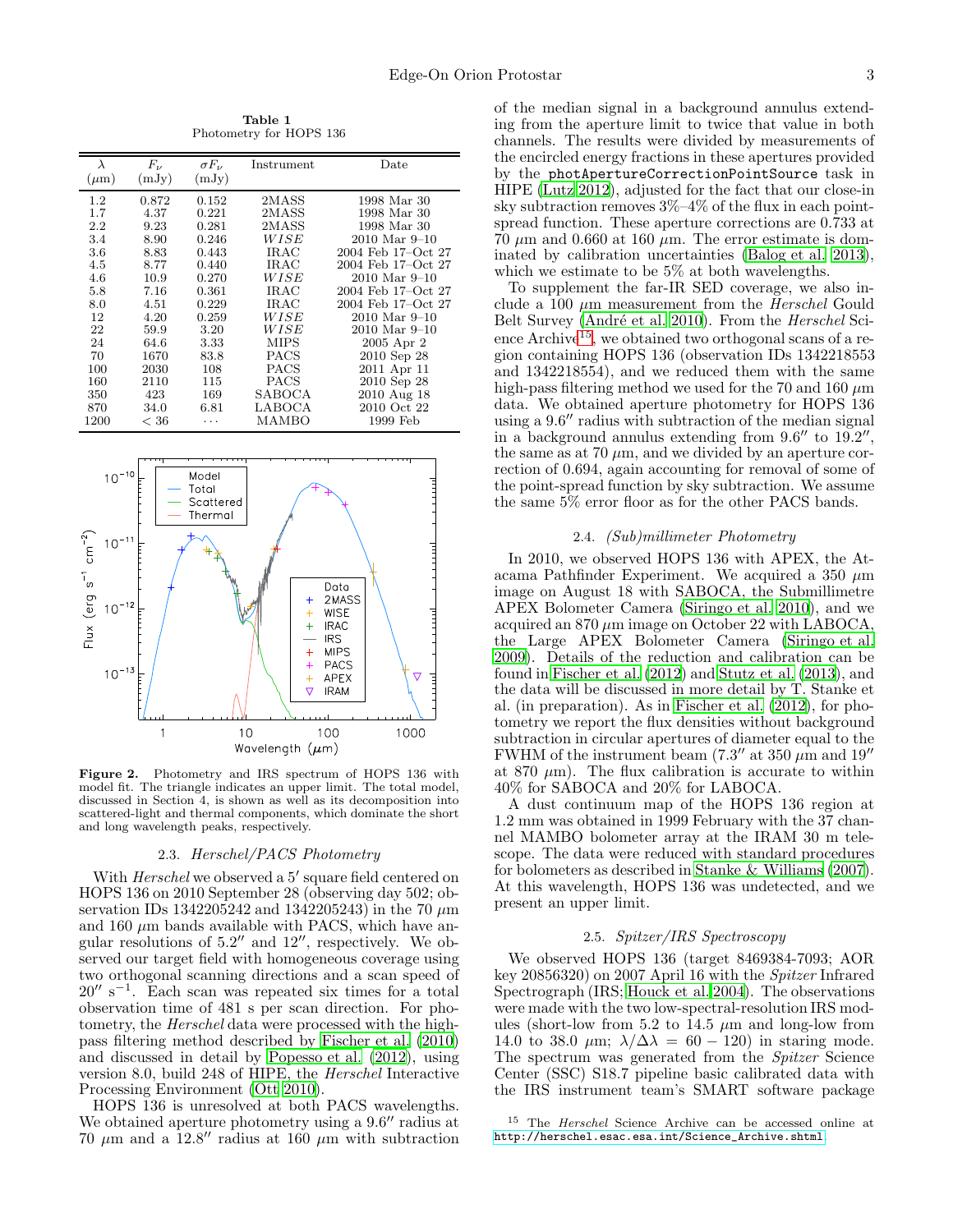**Table 1**
Photometry for HOPS 136

| $\lambda$ ($\mu$m) | $F_\nu$ (mJy) | $\sigma F_\nu$ (mJy) | Instrument | Date |
|---|---|---|---|---|
| 1.2 | 0.872 | 0.152 | 2MASS | 1998 Mar 30 |
| 1.7 | 4.37 | 0.221 | 2MASS | 1998 Mar 30 |
| 2.2 | 9.23 | 0.281 | 2MASS | 1998 Mar 30 |
| 3.4 | 8.90 | 0.246 | *WISE* | 2010 Mar 9–10 |
| 3.6 | 8.83 | 0.443 | IRAC | 2004 Feb 17–Oct 27 |
| 4.5 | 8.77 | 0.440 | IRAC | 2004 Feb 17–Oct 27 |
| 4.6 | 10.9 | 0.270 | *WISE* | 2010 Mar 9–10 |
| 5.8 | 7.16 | 0.361 | IRAC | 2004 Feb 17–Oct 27 |
| 8.0 | 4.51 | 0.229 | IRAC | 2004 Feb 17–Oct 27 |
| 12 | 4.20 | 0.259 | *WISE* | 2010 Mar 9–10 |
| 22 | 59.9 | 3.20 | *WISE* | 2010 Mar 9–10 |
| 24 | 64.6 | 3.33 | MIPS | 2005 Apr 2 |
| 70 | 1670 | 83.8 | PACS | 2010 Sep 28 |
| 100 | 2030 | 108 | PACS | 2011 Apr 11 |
| 160 | 2110 | 115 | PACS | 2010 Sep 28 |
| 350 | 423 | 169 | SABOCA | 2010 Aug 18 |
| 870 | 34.0 | 6.81 | LABOCA | 2010 Oct 22 |
| 1200 | < 36 | ··· | MAMBO | 1999 Feb |

**Figure 2.** Photometry and IRS spectrum of HOPS 136 with model fit. The triangle indicates an upper limit. The total model, discussed in Section 4, is shown as well as its decomposition into scattered-light and thermal components, which dominate the short and long wavelength peaks, respectively.

### 2.3. *Herschel/PACS Photometry*

With *Herschel* we observed a 5′ square field centered on HOPS 136 on 2010 September 28 (observing day 502; observation IDs 1342205242 and 1342205243) in the 70 $\mu$m and 160 $\mu$m bands available with PACS, which have angular resolutions of 5.2″ and 12″, respectively. We observed our target field with homogeneous coverage using two orthogonal scanning directions and a scan speed of 20″ s$^{-1}$. Each scan was repeated six times for a total observation time of 481 s per scan direction. For photometry, the *Herschel* data were processed with the high-pass filtering method described by Fischer et al. (2010) and discussed in detail by Popesso et al. (2012), using version 8.0, build 248 of HIPE, the *Herschel* Interactive Processing Environment (Ott 2010).

HOPS 136 is unresolved at both PACS wavelengths. We obtained aperture photometry using a 9.6″ radius at 70 $\mu$m and a 12.8″ radius at 160 $\mu$m with subtraction of the median signal in a background annulus extending from the aperture limit to twice that value in both channels. The results were divided by measurements of the encircled energy fractions in these apertures provided by the `photApertureCorrectionPointSource` task in HIPE (Lutz 2012), adjusted for the fact that our close-in sky subtraction removes 3%–4% of the flux in each point-spread function. These aperture corrections are 0.733 at 70 $\mu$m and 0.660 at 160 $\mu$m. The error estimate is dominated by calibration uncertainties (Balog et al. 2013), which we estimate to be 5% at both wavelengths.

To supplement the far-IR SED coverage, we also include a 100 $\mu$m measurement from the *Herschel* Gould Belt Survey (André et al. 2010). From the *Herschel* Science Archive[15], we obtained two orthogonal scans of a region containing HOPS 136 (observation IDs 1342218553 and 1342218554), and we reduced them with the same high-pass filtering method we used for the 70 and 160 $\mu$m data. We obtained aperture photometry for HOPS 136 using a 9.6″ radius with subtraction of the median signal in a background annulus extending from 9.6″ to 19.2″, the same as at 70 $\mu$m, and we divided by an aperture correction of 0.694, again accounting for removal of some of the point-spread function by sky subtraction. We assume the same 5% error floor as for the other PACS bands.

### 2.4. *(Sub)millimeter Photometry*

In 2010, we observed HOPS 136 with APEX, the Atacama Pathfinder Experiment. We acquired a 350 $\mu$m image on August 18 with SABOCA, the Submillimetre APEX Bolometer Camera (Siringo et al. 2010), and we acquired an 870 $\mu$m image on October 22 with LABOCA, the Large APEX Bolometer Camera (Siringo et al. 2009). Details of the reduction and calibration can be found in Fischer et al. (2012) and Stutz et al. (2013), and the data will be discussed in more detail by T. Stanke et al. (in preparation). As in Fischer et al. (2012), for photometry we report the flux densities without background subtraction in circular apertures of diameter equal to the FWHM of the instrument beam (7.3″ at 350 $\mu$m and 19″ at 870 $\mu$m). The flux calibration is accurate to within 40% for SABOCA and 20% for LABOCA.

A dust continuum map of the HOPS 136 region at 1.2 mm was obtained in 1999 February with the 37 channel MAMBO bolometer array at the IRAM 30 m telescope. The data were reduced with standard procedures for bolometers as described in Stanke & Williams (2007). At this wavelength, HOPS 136 was undetected, and we present an upper limit.

### 2.5. *Spitzer/IRS Spectroscopy*

We observed HOPS 136 (target 8469384-7093; AOR key 20856320) on 2007 April 16 with the *Spitzer* Infrared Spectrograph (IRS; Houck et al. 2004). The observations were made with the two low-spectral-resolution IRS modules (short-low from 5.2 to 14.5 $\mu$m and long-low from 14.0 to 38.0 $\mu$m; $\lambda/\Delta\lambda = 60 - 120$) in staring mode. The spectrum was generated from the *Spitzer* Science Center (SSC) S18.7 pipeline basic calibrated data with the IRS instrument team's SMART software package

[15] The *Herschel* Science Archive can be accessed online at http://herschel.esac.esa.int/Science_Archive.shtml.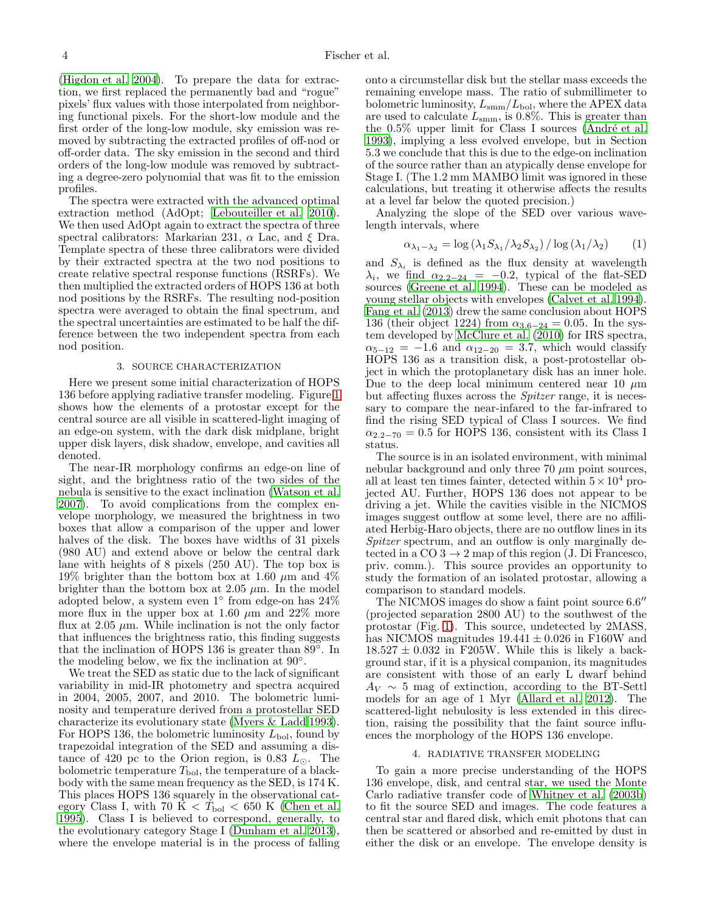(Higdon et al. 2004). To prepare the data for extraction, we first replaced the permanently bad and "rogue" pixels' flux values with those interpolated from neighboring functional pixels. For the short-low module and the first order of the long-low module, sky emission was removed by subtracting the extracted profiles of off-nod or off-order data. The sky emission in the second and third orders of the long-low module was removed by subtracting a degree-zero polynomial that was fit to the emission profiles.

The spectra were extracted with the advanced optimal extraction method (AdOpt; Lebouteiller et al. 2010). We then used AdOpt again to extract the spectra of three spectral calibrators: Markarian 231, $\alpha$ Lac, and $\xi$ Dra. Template spectra of these three calibrators were divided by their extracted spectra at the two nod positions to create relative spectral response functions (RSRFs). We then multiplied the extracted orders of HOPS 136 at both nod positions by the RSRFs. The resulting nod-position spectra were averaged to obtain the final spectrum, and the spectral uncertainties are estimated to be half the difference between the two independent spectra from each nod position.

## 3. SOURCE CHARACTERIZATION

Here we present some initial characterization of HOPS 136 before applying radiative transfer modeling. Figure 1 shows how the elements of a protostar except for the central source are all visible in scattered-light imaging of an edge-on system, with the dark disk midplane, bright upper disk layers, disk shadow, envelope, and cavities all denoted.

The near-IR morphology confirms an edge-on line of sight, and the brightness ratio of the two sides of the nebula is sensitive to the exact inclination (Watson et al. 2007). To avoid complications from the complex envelope morphology, we measured the brightness in two boxes that allow a comparison of the upper and lower halves of the disk. The boxes have widths of 31 pixels (980 AU) and extend above or below the central dark lane with heights of 8 pixels (250 AU). The top box is 19% brighter than the bottom box at 1.60 $\mu$m and 4% brighter than the bottom box at 2.05 $\mu$m. In the model adopted below, a system even 1° from edge-on has 24% more flux in the upper box at 1.60 $\mu$m and 22% more flux at 2.05 $\mu$m. While inclination is not the only factor that influences the brightness ratio, this finding suggests that the inclination of HOPS 136 is greater than 89°. In the modeling below, we fix the inclination at 90°.

We treat the SED as static due to the lack of significant variability in mid-IR photometry and spectra acquired in 2004, 2005, 2007, and 2010. The bolometric luminosity and temperature derived from a protostellar SED characterize its evolutionary state (Myers & Ladd 1993). For HOPS 136, the bolometric luminosity $L_{\rm bol}$, found by trapezoidal integration of the SED and assuming a distance of 420 pc to the Orion region, is 0.83 $L_\odot$. The bolometric temperature $T_{\rm bol}$, the temperature of a blackbody with the same mean frequency as the SED, is 174 K. This places HOPS 136 squarely in the observational category Class I, with 70 K $< T_{\rm bol} <$ 650 K (Chen et al. 1995). Class I is believed to correspond, generally, to the evolutionary category Stage I (Dunham et al. 2013), where the envelope material is in the process of falling onto a circumstellar disk but the stellar mass exceeds the remaining envelope mass. The ratio of submillimeter to bolometric luminosity, $L_{\rm smm}/L_{\rm bol}$, where the APEX data are used to calculate $L_{\rm smm}$, is 0.8%. This is greater than the 0.5% upper limit for Class I sources (André et al. 1993), implying a less evolved envelope, but in Section 5.3 we conclude that this is due to the edge-on inclination of the source rather than an atypically dense envelope for Stage I. (The 1.2 mm MAMBO limit was ignored in these calculations, but treating it otherwise affects the results at a level far below the quoted precision.)

Analyzing the slope of the SED over various wavelength intervals, where

$$\alpha_{\lambda_1-\lambda_2} = \log\left(\lambda_1 S_{\lambda_1}/\lambda_2 S_{\lambda_2}\right)/\log\left(\lambda_1/\lambda_2\right) \qquad (1)$$

and $S_{\lambda_i}$ is defined as the flux density at wavelength $\lambda_i$, we find $\alpha_{2.2-24} = -0.2$, typical of the flat-SED sources (Greene et al. 1994). These can be modeled as young stellar objects with envelopes (Calvet et al. 1994). Fang et al. (2013) drew the same conclusion about HOPS 136 (their object 1224) from $\alpha_{3.6-24} = 0.05$. In the system developed by McClure et al. (2010) for IRS spectra, $\alpha_{5-12} = -1.6$ and $\alpha_{12-20} = 3.7$, which would classify HOPS 136 as a transition disk, a post-protostellar object in which the protoplanetary disk has an inner hole. Due to the deep local minimum centered near 10 $\mu$m but affecting fluxes across the *Spitzer* range, it is necessary to compare the near-infared to the far-infrared to find the rising SED typical of Class I sources. We find $\alpha_{2.2-70} = 0.5$ for HOPS 136, consistent with its Class I status.

The source is in an isolated environment, with minimal nebular background and only three 70 $\mu$m point sources, all at least ten times fainter, detected within $5 \times 10^4$ projected AU. Further, HOPS 136 does not appear to be driving a jet. While the cavities visible in the NICMOS images suggest outflow at some level, there are no affiliated Herbig-Haro objects, there are no outflow lines in its *Spitzer* spectrum, and an outflow is only marginally detected in a CO 3 → 2 map of this region (J. Di Francesco, priv. comm.). This source provides an opportunity to study the formation of an isolated protostar, allowing a comparison to standard models.

The NICMOS images do show a faint point source 6.6″ (projected separation 2800 AU) to the southwest of the protostar (Fig. 1). This source, undetected by 2MASS, has NICMOS magnitudes $19.441 \pm 0.026$ in F160W and $18.527 \pm 0.032$ in F205W. While this is likely a background star, if it is a physical companion, its magnitudes are consistent with those of an early L dwarf behind $A_V \sim 5$ mag of extinction, according to the BT-Settl models for an age of 1 Myr (Allard et al. 2012). The scattered-light nebulosity is less extended in this direction, raising the possibility that the faint source influences the morphology of the HOPS 136 envelope.

## 4. RADIATIVE TRANSFER MODELING

To gain a more precise understanding of the HOPS 136 envelope, disk, and central star, we used the Monte Carlo radiative transfer code of Whitney et al. (2003b) to fit the source SED and images. The code features a central star and flared disk, which emit photons that can then be scattered or absorbed and re-emitted by dust in either the disk or an envelope. The envelope density is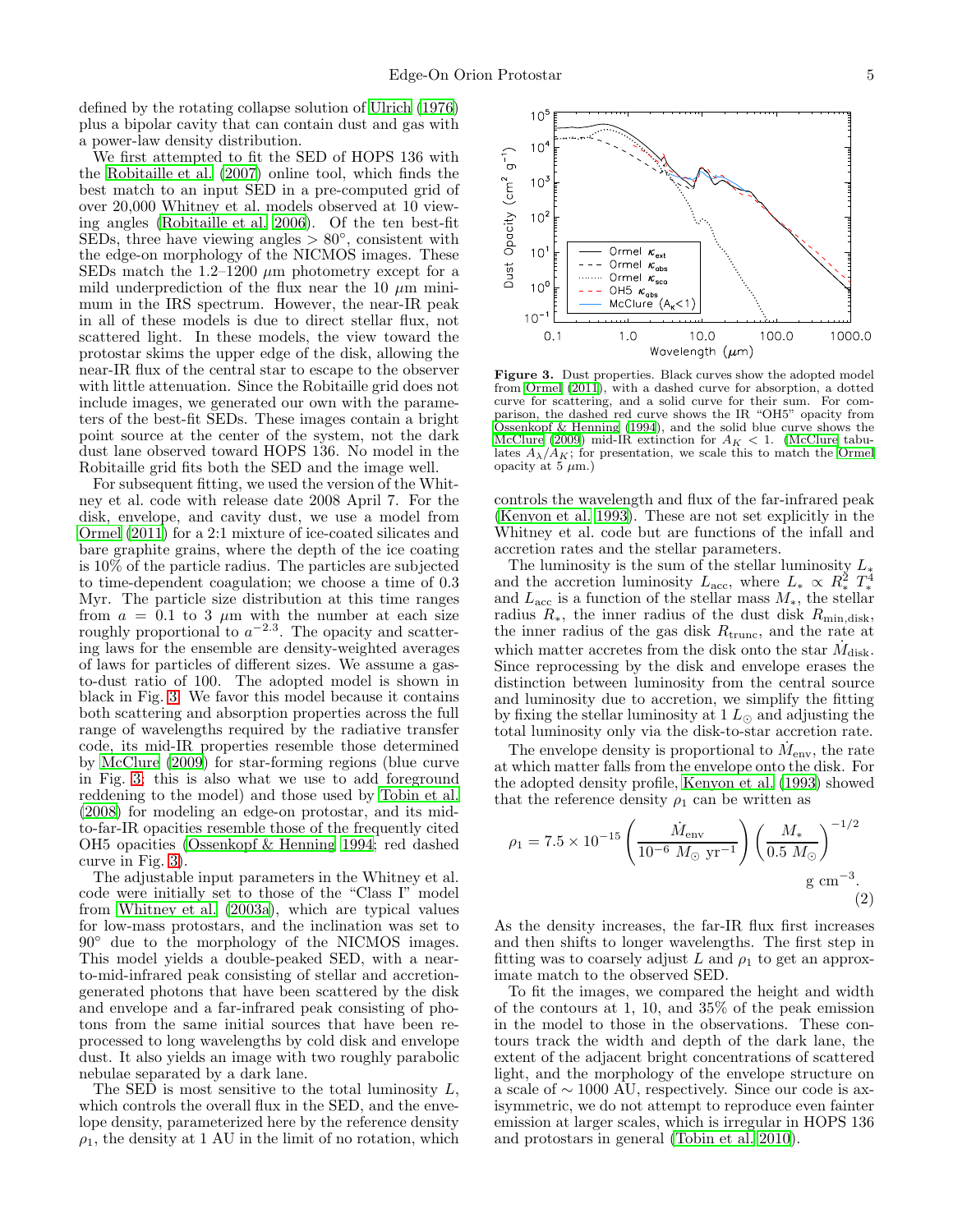defined by the rotating collapse solution of Ulrich (1976) plus a bipolar cavity that can contain dust and gas with a power-law density distribution.

We first attempted to fit the SED of HOPS 136 with the Robitaille et al. (2007) online tool, which finds the best match to an input SED in a pre-computed grid of over 20,000 Whitney et al. models observed at 10 viewing angles (Robitaille et al. 2006). Of the ten best-fit SEDs, three have viewing angles $> 80°$, consistent with the edge-on morphology of the NICMOS images. These SEDs match the 1.2–1200 $\mu$m photometry except for a mild underprediction of the flux near the 10 $\mu$m minimum in the IRS spectrum. However, the near-IR peak in all of these models is due to direct stellar flux, not scattered light. In these models, the view toward the protostar skims the upper edge of the disk, allowing the near-IR flux of the central star to escape to the observer with little attenuation. Since the Robitaille grid does not include images, we generated our own with the parameters of the best-fit SEDs. These images contain a bright point source at the center of the system, not the dark dust lane observed toward HOPS 136. No model in the Robitaille grid fits both the SED and the image well.

For subsequent fitting, we used the version of the Whitney et al. code with release date 2008 April 7. For the disk, envelope, and cavity dust, we use a model from Ormel (2011) for a 2:1 mixture of ice-coated silicates and bare graphite grains, where the depth of the ice coating is 10% of the particle radius. The particles are subjected to time-dependent coagulation; we choose a time of 0.3 Myr. The particle size distribution at this time ranges from $a = 0.1$ to 3 $\mu$m with the number at each size roughly proportional to $a^{-2.3}$. The opacity and scattering laws for the ensemble are density-weighted averages of laws for particles of different sizes. We assume a gas-to-dust ratio of 100. The adopted model is shown in black in Fig. 3. We favor this model because it contains both scattering and absorption properties across the full range of wavelengths required by the radiative transfer code, its mid-IR properties resemble those determined by McClure (2009) for star-forming regions (blue curve in Fig. 3; this is also what we use to add foreground reddening to the model) and those used by Tobin et al. (2008) for modeling an edge-on protostar, and its mid-to-far-IR opacities resemble those of the frequently cited OH5 opacities (Ossenkopf & Henning 1994; red dashed curve in Fig. 3).

The adjustable input parameters in the Whitney et al. code were initially set to those of the "Class I" model from Whitney et al. (2003a), which are typical values for low-mass protostars, and the inclination was set to 90° due to the morphology of the NICMOS images. This model yields a double-peaked SED, with a near-to-mid-infrared peak consisting of stellar and accretion-generated photons that have been scattered by the disk and envelope and a far-infrared peak consisting of photons from the same initial sources that have been reprocessed to long wavelengths by cold disk and envelope dust. It also yields an image with two roughly parabolic nebulae separated by a dark lane.

The SED is most sensitive to the total luminosity $L$, which controls the overall flux in the SED, and the envelope density, parameterized here by the reference density $\rho_1$, the density at 1 AU in the limit of no rotation, which controls the wavelength and flux of the far-infrared peak (Kenyon et al. 1993). These are not set explicitly in the Whitney et al. code but are functions of the infall and accretion rates and the stellar parameters.

**Figure 3.** Dust properties. Black curves show the adopted model from Ormel (2011), with a dashed curve for absorption, a dotted curve for scattering, and a solid curve for their sum. For comparison, the dashed red curve shows the IR "OH5" opacity from Ossenkopf & Henning (1994), and the solid blue curve shows the McClure (2009) mid-IR extinction for $A_K < 1$. (McClure tabulates $A_\lambda/A_K$; for presentation, we scale this to match the Ormel opacity at 5 $\mu$m.)

The luminosity is the sum of the stellar luminosity $L_*$ and the accretion luminosity $L_{\rm acc}$, where $L_* \propto R_*^2\,T_*^4$ and $L_{\rm acc}$ is a function of the stellar mass $M_*$, the stellar radius $R_*$, the inner radius of the dust disk $R_{\rm min,disk}$, the inner radius of the gas disk $R_{\rm trunc}$, and the rate at which matter accretes from the disk onto the star $\dot{M}_{\rm disk}$. Since reprocessing by the disk and envelope erases the distinction between luminosity from the central source and luminosity due to accretion, we simplify the fitting by fixing the stellar luminosity at 1 $L_\odot$ and adjusting the total luminosity only via the disk-to-star accretion rate.

The envelope density is proportional to $\dot{M}_{\rm env}$, the rate at which matter falls from the envelope onto the disk. For the adopted density profile, Kenyon et al. (1993) showed that the reference density $\rho_1$ can be written as

$$\rho_1 = 7.5 \times 10^{-15} \left( \frac{\dot{M}_{\rm env}}{10^{-6}\ M_\odot\ {\rm yr}^{-1}} \right) \left( \frac{M_*}{0.5\ M_\odot} \right)^{-1/2} {\rm g\ cm}^{-3}. \tag{2}$$

As the density increases, the far-IR flux first increases and then shifts to longer wavelengths. The first step in fitting was to coarsely adjust $L$ and $\rho_1$ to get an approximate match to the observed SED.

To fit the images, we compared the height and width of the contours at 1, 10, and 35% of the peak emission in the model to those in the observations. These contours track the width and depth of the dark lane, the extent of the adjacent bright concentrations of scattered light, and the morphology of the envelope structure on a scale of $\sim 1000$ AU, respectively. Since our code is axisymmetric, we do not attempt to reproduce even fainter emission at larger scales, which is irregular in HOPS 136 and protostars in general (Tobin et al. 2010).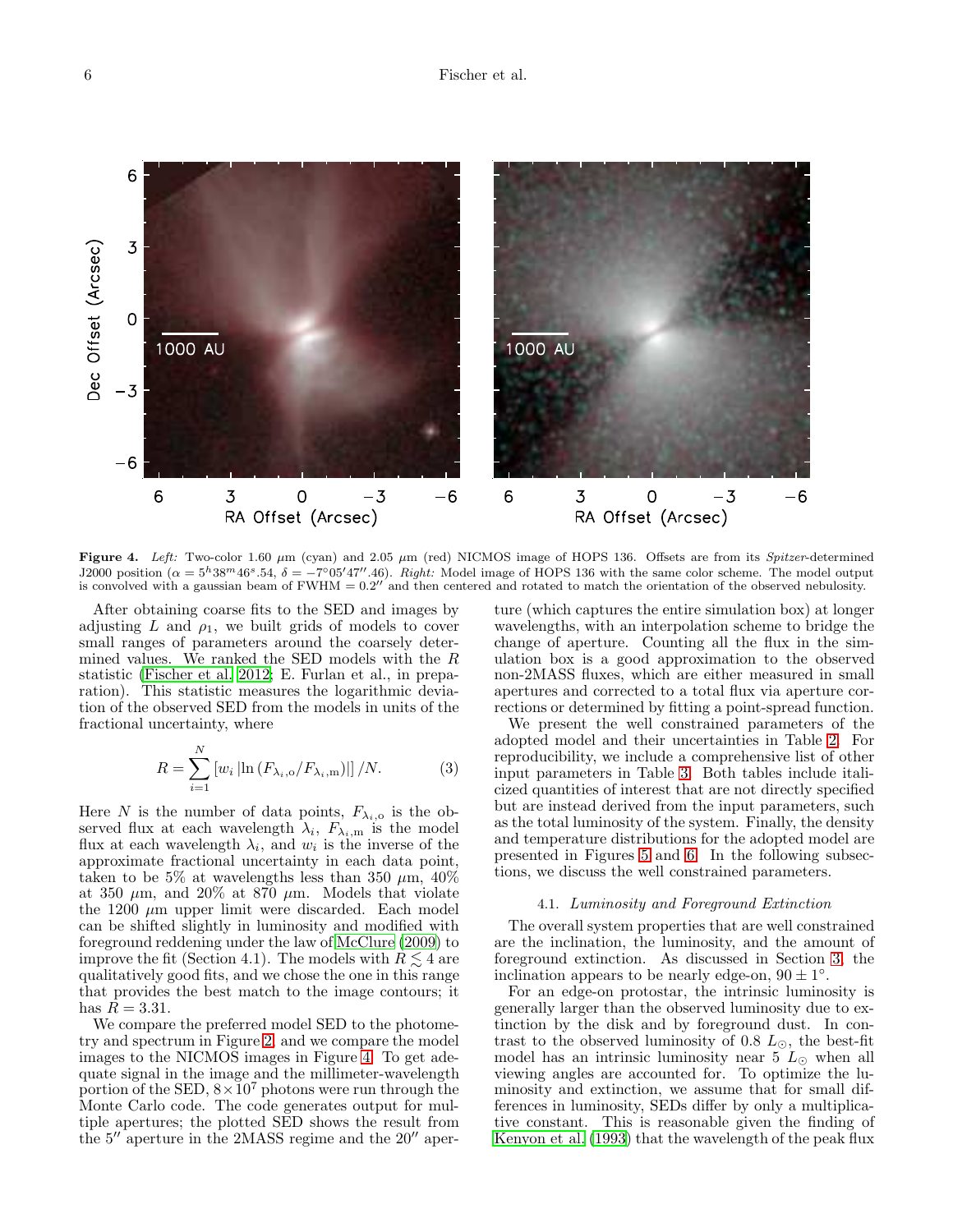**Figure 4.** *Left:* Two-color 1.60 $\mu$m (cyan) and 2.05 $\mu$m (red) NICMOS image of HOPS 136. Offsets are from its *Spitzer*-determined J2000 position ($\alpha = 5^h38^m46^s.54$, $\delta = -7°05'47''.46$). *Right:* Model image of HOPS 136 with the same color scheme. The model output is convolved with a gaussian beam of FWHM = 0.2″ and then centered and rotated to match the orientation of the observed nebulosity.

After obtaining coarse fits to the SED and images by adjusting $L$ and $\rho_1$, we built grids of models to cover small ranges of parameters around the coarsely determined values. We ranked the SED models with the $R$ statistic (Fischer et al. 2012; E. Furlan et al., in preparation). This statistic measures the logarithmic deviation of the observed SED from the models in units of the fractional uncertainty, where

$$R = \sum_{i=1}^{N} \left[ w_i \left| \ln \left( F_{\lambda_i,\mathrm{o}} / F_{\lambda_i,\mathrm{m}} \right) \right| \right] / N. \quad (3)$$

Here $N$ is the number of data points, $F_{\lambda_i,\mathrm{o}}$ is the observed flux at each wavelength $\lambda_i$, $F_{\lambda_i,\mathrm{m}}$ is the model flux at each wavelength $\lambda_i$, and $w_i$ is the inverse of the approximate fractional uncertainty in each data point, taken to be 5% at wavelengths less than 350 $\mu$m, 40% at 350 $\mu$m, and 20% at 870 $\mu$m. Models that violate the 1200 $\mu$m upper limit were discarded. Each model can be shifted slightly in luminosity and modified with foreground reddening under the law of McClure (2009) to improve the fit (Section 4.1). The models with $R \lesssim 4$ are qualitatively good fits, and we chose the one in this range that provides the best match to the image contours; it has $R = 3.31$.

We compare the preferred model SED to the photometry and spectrum in Figure 2, and we compare the model images to the NICMOS images in Figure 4. To get adequate signal in the image and the millimeter-wavelength portion of the SED, $8 \times 10^7$ photons were run through the Monte Carlo code. The code generates output for multiple apertures; the plotted SED shows the result from the 5″ aperture in the 2MASS regime and the 20″ aperture (which captures the entire simulation box) at longer wavelengths, with an interpolation scheme to bridge the change of aperture. Counting all the flux in the simulation box is a good approximation to the observed non-2MASS fluxes, which are either measured in small apertures and corrected to a total flux via aperture corrections or determined by fitting a point-spread function.

We present the well constrained parameters of the adopted model and their uncertainties in Table 2. For reproducibility, we include a comprehensive list of other input parameters in Table 3. Both tables include italicized quantities of interest that are not directly specified but are instead derived from the input parameters, such as the total luminosity of the system. Finally, the density and temperature distributions for the adopted model are presented in Figures 5 and 6. In the following subsections, we discuss the well constrained parameters.

### 4.1. *Luminosity and Foreground Extinction*

The overall system properties that are well constrained are the inclination, the luminosity, and the amount of foreground extinction. As discussed in Section 3, the inclination appears to be nearly edge-on, $90 \pm 1°$.

For an edge-on protostar, the intrinsic luminosity is generally larger than the observed luminosity due to extinction by the disk and by foreground dust. In contrast to the observed luminosity of 0.8 $L_\odot$, the best-fit model has an intrinsic luminosity near 5 $L_\odot$ when all viewing angles are accounted for. To optimize the luminosity and extinction, we assume that for small differences in luminosity, SEDs differ by only a multiplicative constant. This is reasonable given the finding of Kenyon et al. (1993) that the wavelength of the peak flux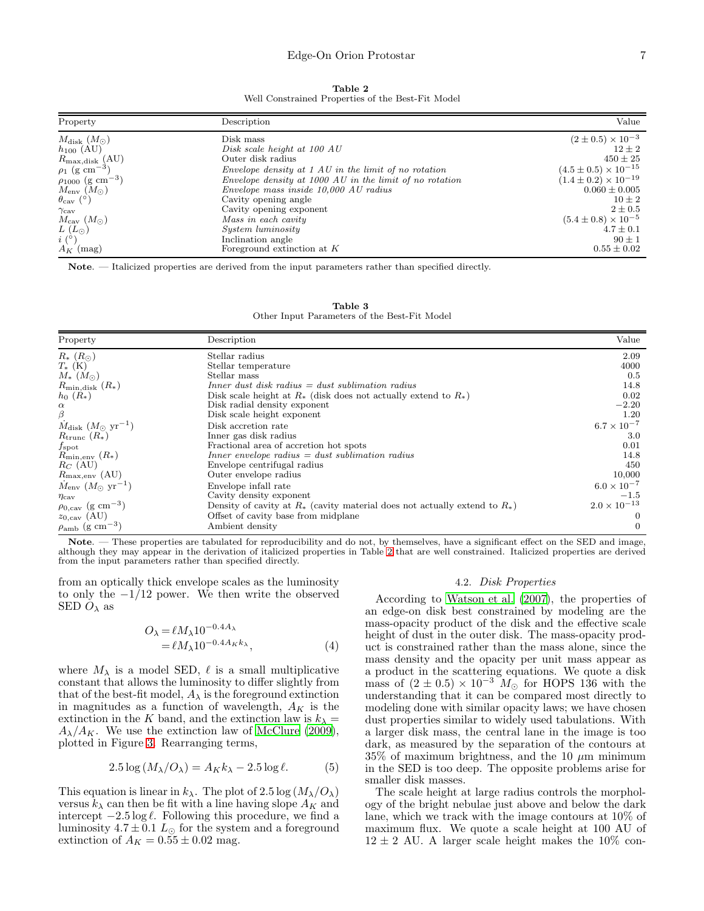**Table 2**
Well Constrained Properties of the Best-Fit Model

| Property | Description | Value |
|---|---|---|
| $M_{\rm disk}$ ($M_\odot$) | Disk mass | $(2 \pm 0.5) \times 10^{-3}$ |
| $h_{100}$ (AU) | *Disk scale height at 100 AU* | $12 \pm 2$ |
| $R_{\rm max,disk}$ (AU) | Outer disk radius | $450 \pm 25$ |
| $\rho_1$ (g cm$^{-3}$) | *Envelope density at 1 AU in the limit of no rotation* | $(4.5 \pm 0.5) \times 10^{-15}$ |
| $\rho_{1000}$ (g cm$^{-3}$) | *Envelope density at 1000 AU in the limit of no rotation* | $(1.4 \pm 0.2) \times 10^{-19}$ |
| $M_{\rm env}$ ($M_\odot$) | *Envelope mass inside 10,000 AU radius* | $0.060 \pm 0.005$ |
| $\theta_{\rm cav}$ (°) | Cavity opening angle | $10 \pm 2$ |
| $\gamma_{\rm cav}$ | Cavity opening exponent | $2 \pm 0.5$ |
| $M_{\rm cav}$ ($M_\odot$) | *Mass in each cavity* | $(5.4 \pm 0.8) \times 10^{-5}$ |
| $L$ ($L_\odot$) | *System luminosity* | $4.7 \pm 0.1$ |
| $i$ (°) | Inclination angle | $90 \pm 1$ |
| $A_K$ (mag) | Foreground extinction at $K$ | $0.55 \pm 0.02$ |

**Note**. — Italicized properties are derived from the input parameters rather than specified directly.

**Table 3**
Other Input Parameters of the Best-Fit Model

| Property | Description | Value |
|---|---|---|
| $R_*$ ($R_\odot$) | Stellar radius | 2.09 |
| $T_*$ (K) | Stellar temperature | 4000 |
| $M_*$ ($M_\odot$) | Stellar mass | 0.5 |
| $R_{\rm min,disk}$ ($R_*$) | *Inner dust disk radius = dust sublimation radius* | 14.8 |
| $h_0$ ($R_*$) | Disk scale height at $R_*$ (disk does not actually extend to $R_*$) | 0.02 |
| $\alpha$ | Disk radial density exponent | $-2.20$ |
| $\beta$ | Disk scale height exponent | 1.20 |
| $\dot{M}_{\rm disk}$ ($M_\odot$ yr$^{-1}$) | Disk accretion rate | $6.7 \times 10^{-7}$ |
| $R_{\rm trunc}$ ($R_*$) | Inner gas disk radius | 3.0 |
| $f_{\rm spot}$ | Fractional area of accretion hot spots | 0.01 |
| $R_{\rm min,env}$ ($R_*$) | *Inner envelope radius = dust sublimation radius* | 14.8 |
| $R_C$ (AU) | Envelope centrifugal radius | 450 |
| $R_{\rm max,env}$ (AU) | Outer envelope radius | 10,000 |
| $\dot{M}_{\rm env}$ ($M_\odot$ yr$^{-1}$) | Envelope infall rate | $6.0 \times 10^{-7}$ |
| $\eta_{\rm cav}$ | Cavity density exponent | $-1.5$ |
| $\rho_{0,\rm cav}$ (g cm$^{-3}$) | Density of cavity at $R_*$ (cavity material does not actually extend to $R_*$) | $2.0 \times 10^{-13}$ |
| $z_{0,\rm cav}$ (AU) | Offset of cavity base from midplane | 0 |
| $\rho_{\rm amb}$ (g cm$^{-3}$) | Ambient density | 0 |

**Note**. — These properties are tabulated for reproducibility and do not, by themselves, have a significant effect on the SED and image, although they may appear in the derivation of italicized properties in Table 2 that are well constrained. Italicized properties are derived from the input parameters rather than specified directly.

from an optically thick envelope scales as the luminosity to only the $-1/12$ power. We then write the observed SED $O_\lambda$ as

$$\begin{aligned} O_\lambda &= \ell M_\lambda 10^{-0.4 A_\lambda} \\ &= \ell M_\lambda 10^{-0.4 A_K k_\lambda}, \end{aligned} \tag{4}$$

where $M_\lambda$ is a model SED, $\ell$ is a small multiplicative constant that allows the luminosity to differ slightly from that of the best-fit model, $A_\lambda$ is the foreground extinction in magnitudes as a function of wavelength, $A_K$ is the extinction in the $K$ band, and the extinction law is $k_\lambda = A_\lambda / A_K$. We use the extinction law of McClure (2009), plotted in Figure 3. Rearranging terms,

$$2.5 \log (M_\lambda / O_\lambda) = A_K k_\lambda - 2.5 \log \ell. \tag{5}$$

This equation is linear in $k_\lambda$. The plot of $2.5 \log (M_\lambda / O_\lambda)$ versus $k_\lambda$ can then be fit with a line having slope $A_K$ and intercept $-2.5 \log \ell$. Following this procedure, we find a luminosity $4.7 \pm 0.1$ $L_\odot$ for the system and a foreground extinction of $A_K = 0.55 \pm 0.02$ mag.

### 4.2. *Disk Properties*

According to Watson et al. (2007), the properties of an edge-on disk best constrained by modeling are the mass-opacity product of the disk and the effective scale height of dust in the outer disk. The mass-opacity product is constrained rather than the mass alone, since the mass density and the opacity per unit mass appear as a product in the scattering equations. We quote a disk mass of $(2 \pm 0.5) \times 10^{-3}$ $M_\odot$ for HOPS 136 with the understanding that it can be compared most directly to modeling done with similar opacity laws; we have chosen dust properties similar to widely used tabulations. With a larger disk mass, the central lane in the image is too dark, as measured by the separation of the contours at 35% of maximum brightness, and the 10 $\mu$m minimum in the SED is too deep. The opposite problems arise for smaller disk masses.

The scale height at large radius controls the morphology of the bright nebulae just above and below the dark lane, which we track with the image contours at 10% of maximum flux. We quote a scale height at 100 AU of $12 \pm 2$ AU. A larger scale height makes the 10% con-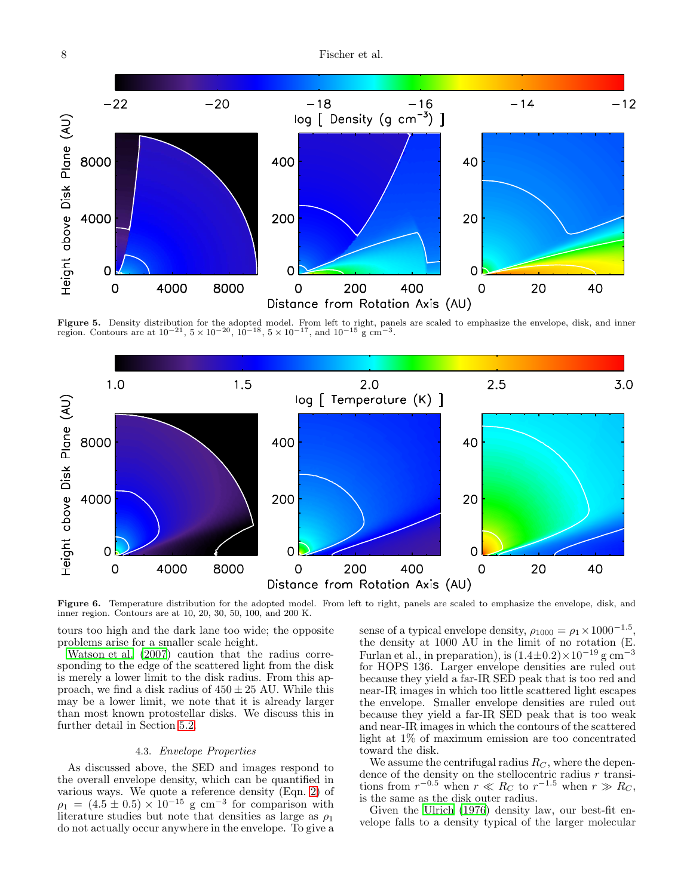**Figure 5.** Density distribution for the adopted model. From left to right, panels are scaled to emphasize the envelope, disk, and inner region. Contours are at $10^{-21}$, $5 \times 10^{-20}$, $10^{-18}$, $5 \times 10^{-17}$, and $10^{-15}$ g cm$^{-3}$.

**Figure 6.** Temperature distribution for the adopted model. From left to right, panels are scaled to emphasize the envelope, disk, and inner region. Contours are at 10, 20, 30, 50, 100, and 200 K.

tours too high and the dark lane too wide; the opposite problems arise for a smaller scale height.

Watson et al. (2007) caution that the radius corresponding to the edge of the scattered light from the disk is merely a lower limit to the disk radius. From this approach, we find a disk radius of $450 \pm 25$ AU. While this may be a lower limit, we note that it is already larger than most known protostellar disks. We discuss this in further detail in Section 5.2.

### 4.3. *Envelope Properties*

As discussed above, the SED and images respond to the overall envelope density, which can be quantified in various ways. We quote a reference density (Eqn. 2) of $\rho_1 = (4.5 \pm 0.5) \times 10^{-15}$ g cm$^{-3}$ for comparison with literature studies but note that densities as large as $\rho_1$ do not actually occur anywhere in the envelope. To give a sense of a typical envelope density, $\rho_{1000} = \rho_1 \times 1000^{-1.5}$, the density at 1000 AU in the limit of no rotation (E. Furlan et al., in preparation), is $(1.4 \pm 0.2) \times 10^{-19}$ g cm$^{-3}$ for HOPS 136. Larger envelope densities are ruled out because they yield a far-IR SED peak that is too red and near-IR images in which too little scattered light escapes the envelope. Smaller envelope densities are ruled out because they yield a far-IR SED peak that is too weak and near-IR images in which the contours of the scattered light at 1% of maximum emission are too concentrated toward the disk.

We assume the centrifugal radius $R_C$, where the dependence of the density on the stellocentric radius $r$ transitions from $r^{-0.5}$ when $r \ll R_C$ to $r^{-1.5}$ when $r \gg R_C$, is the same as the disk outer radius.

Given the Ulrich (1976) density law, our best-fit envelope falls to a density typical of the larger molecular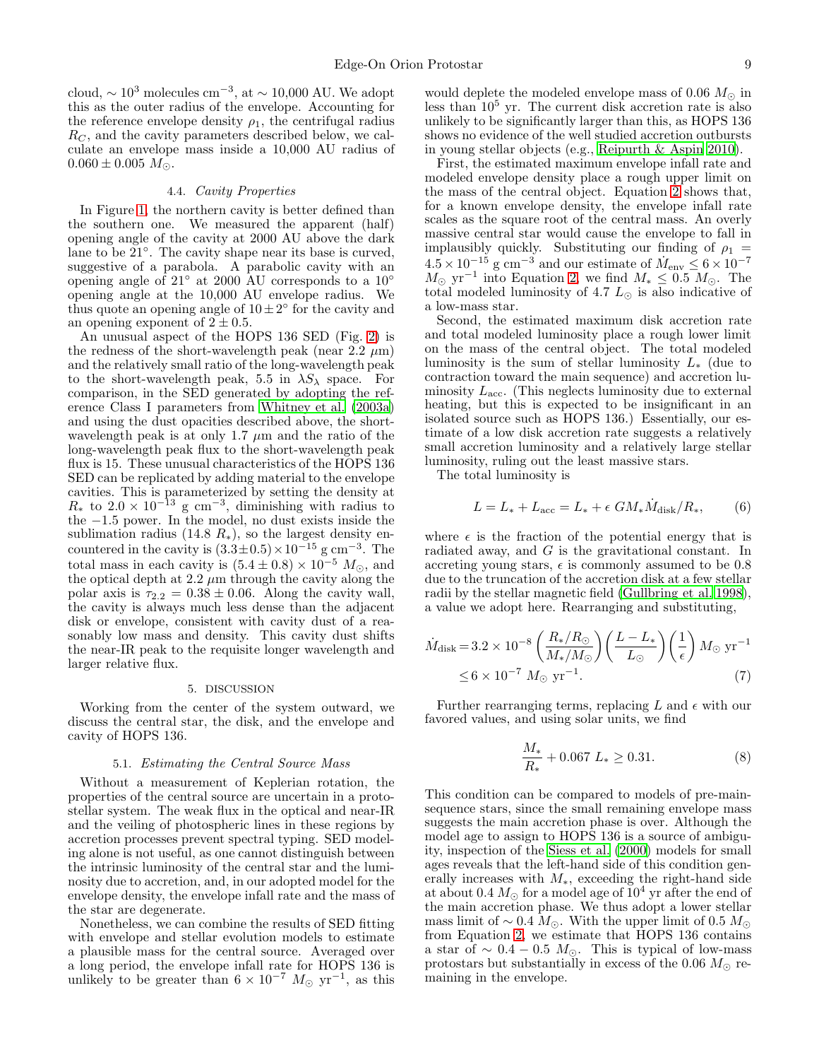cloud, $\sim 10^3$ molecules cm$^{-3}$, at $\sim 10{,}000$ AU. We adopt this as the outer radius of the envelope. Accounting for the reference envelope density $\rho_1$, the centrifugal radius $R_C$, and the cavity parameters described below, we calculate an envelope mass inside a 10,000 AU radius of $0.060 \pm 0.005\ M_\odot$.

### 4.4. *Cavity Properties*

In Figure 1, the northern cavity is better defined than the southern one. We measured the apparent (half) opening angle of the cavity at 2000 AU above the dark lane to be 21°. The cavity shape near its base is curved, suggestive of a parabola. A parabolic cavity with an opening angle of 21° at 2000 AU corresponds to a 10° opening angle at the 10,000 AU envelope radius. We thus quote an opening angle of $10 \pm 2°$ for the cavity and an opening exponent of $2 \pm 0.5$.

An unusual aspect of the HOPS 136 SED (Fig. 2) is the redness of the short-wavelength peak (near 2.2 $\mu$m) and the relatively small ratio of the long-wavelength peak to the short-wavelength peak, 5.5 in $\lambda S_\lambda$ space. For comparison, in the SED generated by adopting the reference Class I parameters from Whitney et al. (2003a) and using the dust opacities described above, the short-wavelength peak is at only 1.7 $\mu$m and the ratio of the long-wavelength peak flux to the short-wavelength peak flux is 15. These unusual characteristics of the HOPS 136 SED can be replicated by adding material to the envelope cavities. This is parameterized by setting the density at $R_*$ to $2.0 \times 10^{-13}$ g cm$^{-3}$, diminishing with radius to the $-1.5$ power. In the model, no dust exists inside the sublimation radius (14.8 $R_*$), so the largest density encountered in the cavity is $(3.3\pm0.5)\times10^{-15}$ g cm$^{-3}$. The total mass in each cavity is $(5.4 \pm 0.8) \times 10^{-5}\ M_\odot$, and the optical depth at 2.2 $\mu$m through the cavity along the polar axis is $\tau_{2.2} = 0.38 \pm 0.06$. Along the cavity wall, the cavity is always much less dense than the adjacent disk or envelope, consistent with cavity dust of a reasonably low mass and density. This cavity dust shifts the near-IR peak to the requisite longer wavelength and larger relative flux.

## 5. DISCUSSION

Working from the center of the system outward, we discuss the central star, the disk, and the envelope and cavity of HOPS 136.

### 5.1. *Estimating the Central Source Mass*

Without a measurement of Keplerian rotation, the properties of the central source are uncertain in a protostellar system. The weak flux in the optical and near-IR and the veiling of photospheric lines in these regions by accretion processes prevent spectral typing. SED modeling alone is not useful, as one cannot distinguish between the intrinsic luminosity of the central star and the luminosity due to accretion, and, in our adopted model for the envelope density, the envelope infall rate and the mass of the star are degenerate.

Nonetheless, we can combine the results of SED fitting with envelope and stellar evolution models to estimate a plausible mass for the central source. Averaged over a long period, the envelope infall rate for HOPS 136 is unlikely to be greater than $6 \times 10^{-7}\ M_\odot$ yr$^{-1}$, as this would deplete the modeled envelope mass of 0.06 $M_\odot$ in less than $10^5$ yr. The current disk accretion rate is also unlikely to be significantly larger than this, as HOPS 136 shows no evidence of the well studied accretion outbursts in young stellar objects (e.g., Reipurth & Aspin 2010).

First, the estimated maximum envelope infall rate and modeled envelope density place a rough upper limit on the mass of the central object. Equation 2 shows that, for a known envelope density, the envelope infall rate scales as the square root of the central mass. An overly massive central star would cause the envelope to fall in implausibly quickly. Substituting our finding of $\rho_1 = 4.5\times10^{-15}$ g cm$^{-3}$ and our estimate of $\dot{M}_{\rm env} \le 6\times10^{-7}$ $M_\odot$ yr$^{-1}$ into Equation 2, we find $M_* \le 0.5\ M_\odot$. The total modeled luminosity of 4.7 $L_\odot$ is also indicative of a low-mass star.

Second, the estimated maximum disk accretion rate and total modeled luminosity place a rough lower limit on the mass of the central object. The total modeled luminosity is the sum of stellar luminosity $L_*$ (due to contraction toward the main sequence) and accretion luminosity $L_{\rm acc}$. (This neglects luminosity due to external heating, but this is expected to be insignificant in an isolated source such as HOPS 136.) Essentially, our estimate of a low disk accretion rate suggests a relatively small accretion luminosity and a relatively large stellar luminosity, ruling out the least massive stars.

The total luminosity is

$$L = L_* + L_{\rm acc} = L_* + \epsilon\ GM_*\dot{M}_{\rm disk}/R_*, \qquad (6)$$

where $\epsilon$ is the fraction of the potential energy that is radiated away, and $G$ is the gravitational constant. In accreting young stars, $\epsilon$ is commonly assumed to be 0.8 due to the truncation of the accretion disk at a few stellar radii by the stellar magnetic field (Gullbring et al. 1998), a value we adopt here. Rearranging and substituting,

$$\begin{aligned}\dot{M}_{\rm disk} &= 3.2\times10^{-8}\left(\frac{R_*/R_\odot}{M_*/M_\odot}\right)\left(\frac{L-L_*}{L_\odot}\right)\left(\frac{1}{\epsilon}\right) M_\odot\ {\rm yr}^{-1} \\ &\le 6\times10^{-7}\ M_\odot\ {\rm yr}^{-1}. \qquad (7)\end{aligned}$$

Further rearranging terms, replacing $L$ and $\epsilon$ with our favored values, and using solar units, we find

$$\frac{M_*}{R_*} + 0.067\ L_* \ge 0.31. \qquad (8)$$

This condition can be compared to models of pre-main-sequence stars, since the small remaining envelope mass suggests the main accretion phase is over. Although the model age to assign to HOPS 136 is a source of ambiguity, inspection of the Siess et al. (2000) models for small ages reveals that the left-hand side of this condition generally increases with $M_*$, exceeding the right-hand side at about 0.4 $M_\odot$ for a model age of $10^4$ yr after the end of the main accretion phase. We thus adopt a lower stellar mass limit of $\sim 0.4\ M_\odot$. With the upper limit of 0.5 $M_\odot$ from Equation 2, we estimate that HOPS 136 contains a star of $\sim 0.4 - 0.5\ M_\odot$. This is typical of low-mass protostars but substantially in excess of the 0.06 $M_\odot$ remaining in the envelope.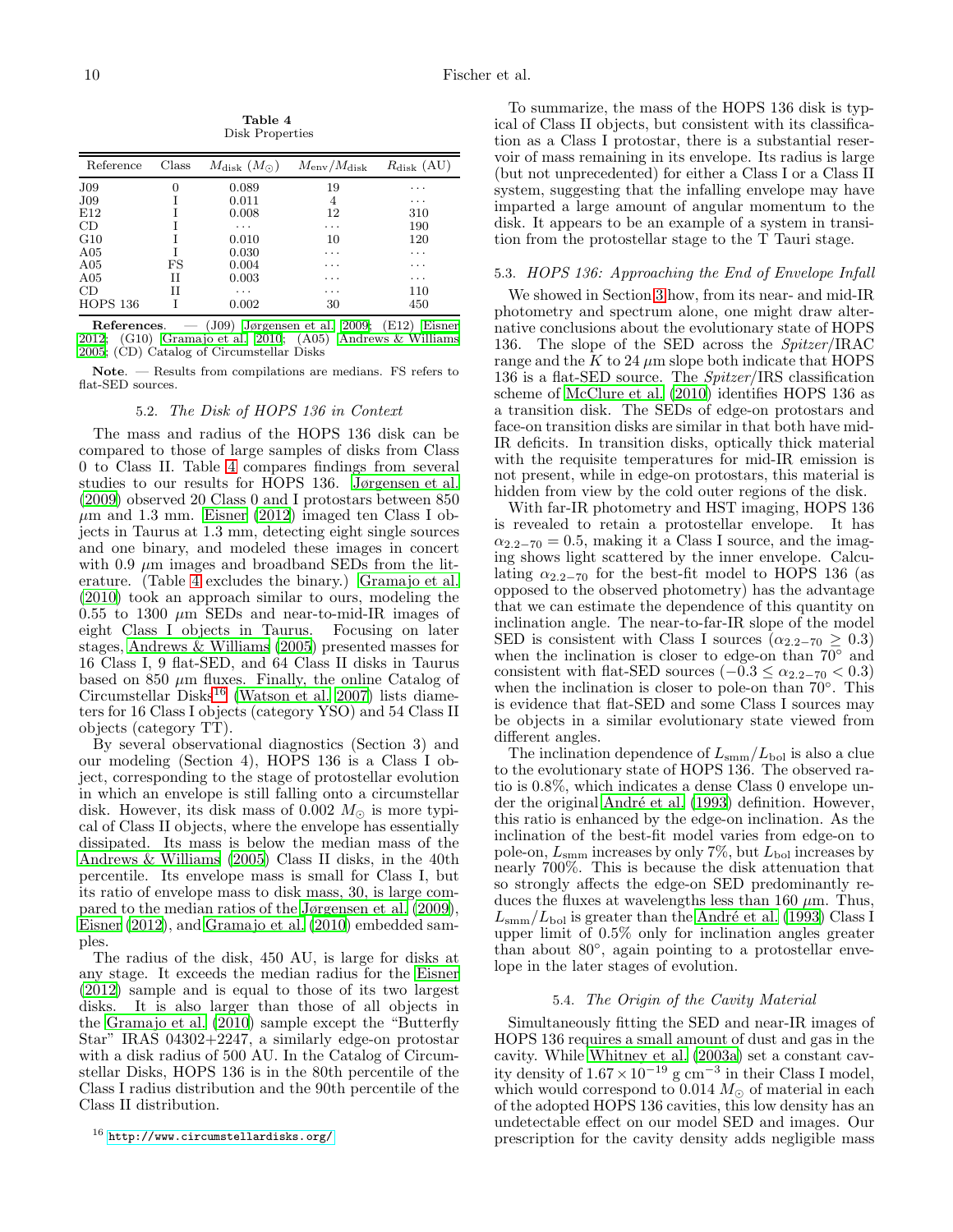**Table 4**
Disk Properties

| Reference | Class | $M_{\rm disk}$ ($M_\odot$) | $M_{\rm env}/M_{\rm disk}$ | $R_{\rm disk}$ (AU) |
|---|---|---|---|---|
| J09 | 0 | 0.089 | 19 | ... |
| J09 | I | 0.011 | 4 | ... |
| E12 | I | 0.008 | 12 | 310 |
| CD | I | ... | ... | 190 |
| G10 | I | 0.010 | 10 | 120 |
| A05 | I | 0.030 | ... | ... |
| A05 | FS | 0.004 | ... | ... |
| A05 | II | 0.003 | ... | ... |
| CD | II | ... | ... | 110 |
| HOPS 136 | I | 0.002 | 30 | 450 |

**References**. — (J09) Jørgensen et al. 2009; (E12) Eisner 2012; (G10) Gramajo et al. 2010; (A05) Andrews & Williams 2005; (CD) Catalog of Circumstellar Disks

**Note**. — Results from compilations are medians. FS refers to flat-SED sources.

### 5.2. *The Disk of HOPS 136 in Context*

The mass and radius of the HOPS 136 disk can be compared to those of large samples of disks from Class 0 to Class II. Table 4 compares findings from several studies to our results for HOPS 136. Jørgensen et al. (2009) observed 20 Class 0 and I protostars between 850 $\mu$m and 1.3 mm. Eisner (2012) imaged ten Class I objects in Taurus at 1.3 mm, detecting eight single sources and one binary, and modeled these images in concert with 0.9 $\mu$m images and broadband SEDs from the literature. (Table 4 excludes the binary.) Gramajo et al. (2010) took an approach similar to ours, modeling the 0.55 to 1300 $\mu$m SEDs and near-to-mid-IR images of eight Class I objects in Taurus. Focusing on later stages, Andrews & Williams (2005) presented masses for 16 Class I, 9 flat-SED, and 64 Class II disks in Taurus based on 850 $\mu$m fluxes. Finally, the online Catalog of Circumstellar Disks[16] (Watson et al. 2007) lists diameters for 16 Class I objects (category YSO) and 54 Class II objects (category TT).

By several observational diagnostics (Section 3) and our modeling (Section 4), HOPS 136 is a Class I object, corresponding to the stage of protostellar evolution in which an envelope is still falling onto a circumstellar disk. However, its disk mass of 0.002 $M_\odot$ is more typical of Class II objects, where the envelope has essentially dissipated. Its mass is below the median mass of the Andrews & Williams (2005) Class II disks, in the 40th percentile. Its envelope mass is small for Class I, but its ratio of envelope mass to disk mass, 30, is large compared to the median ratios of the Jørgensen et al. (2009), Eisner (2012), and Gramajo et al. (2010) embedded samples.

The radius of the disk, 450 AU, is large for disks at any stage. It exceeds the median radius for the Eisner (2012) sample and is equal to those of its two largest disks. It is also larger than those of all objects in the Gramajo et al. (2010) sample except the "Butterfly Star" IRAS 04302+2247, a similarly edge-on protostar with a disk radius of 500 AU. In the Catalog of Circumstellar Disks, HOPS 136 is in the 80th percentile of the Class I radius distribution and the 90th percentile of the Class II distribution.

[16] http://www.circumstellardisks.org/

To summarize, the mass of the HOPS 136 disk is typical of Class II objects, but consistent with its classification as a Class I protostar, there is a substantial reservoir of mass remaining in its envelope. Its radius is large (but not unprecedented) for either a Class I or a Class II system, suggesting that the infalling envelope may have imparted a large amount of angular momentum to the disk. It appears to be an example of a system in transition from the protostellar stage to the T Tauri stage.

### 5.3. *HOPS 136: Approaching the End of Envelope Infall*

We showed in Section 3 how, from its near- and mid-IR photometry and spectrum alone, one might draw alternative conclusions about the evolutionary state of HOPS 136. The slope of the SED across the *Spitzer*/IRAC range and the $K$ to 24 $\mu$m slope both indicate that HOPS 136 is a flat-SED source. The *Spitzer*/IRS classification scheme of McClure et al. (2010) identifies HOPS 136 as a transition disk. The SEDs of edge-on protostars and face-on transition disks are similar in that both have mid-IR deficits. In transition disks, optically thick material with the requisite temperatures for mid-IR emission is not present, while in edge-on protostars, this material is hidden from view by the cold outer regions of the disk.

With far-IR photometry and HST imaging, HOPS 136 is revealed to retain a protostellar envelope. It has $\alpha_{2.2-70} = 0.5$, making it a Class I source, and the imaging shows light scattered by the inner envelope. Calculating $\alpha_{2.2-70}$ for the best-fit model to HOPS 136 (as opposed to the observed photometry) has the advantage that we can estimate the dependence of this quantity on inclination angle. The near-to-far-IR slope of the model SED is consistent with Class I sources ($\alpha_{2.2-70} \geq 0.3$) when the inclination is closer to edge-on than 70° and consistent with flat-SED sources ($-0.3 \leq \alpha_{2.2-70} < 0.3$) when the inclination is closer to pole-on than 70°. This is evidence that flat-SED and some Class I sources may be objects in a similar evolutionary state viewed from different angles.

The inclination dependence of $L_{\rm smm}/L_{\rm bol}$ is also a clue to the evolutionary state of HOPS 136. The observed ratio is 0.8%, which indicates a dense Class 0 envelope under the original André et al. (1993) definition. However, this ratio is enhanced by the edge-on inclination. As the inclination of the best-fit model varies from edge-on to pole-on, $L_{\rm smm}$ increases by only 7%, but $L_{\rm bol}$ increases by nearly 700%. This is because the disk attenuation that so strongly affects the edge-on SED predominantly reduces the fluxes at wavelengths less than 160 $\mu$m. Thus, $L_{\rm smm}/L_{\rm bol}$ is greater than the André et al. (1993) Class I upper limit of 0.5% only for inclination angles greater than about 80°, again pointing to a protostellar envelope in the later stages of evolution.

### 5.4. *The Origin of the Cavity Material*

Simultaneously fitting the SED and near-IR images of HOPS 136 requires a small amount of dust and gas in the cavity. While Whitney et al. (2003a) set a constant cavity density of $1.67 \times 10^{-19}$ g cm$^{-3}$ in their Class I model, which would correspond to 0.014 $M_\odot$ of material in each of the adopted HOPS 136 cavities, this low density has an undetectable effect on our model SED and images. Our prescription for the cavity density adds negligible mass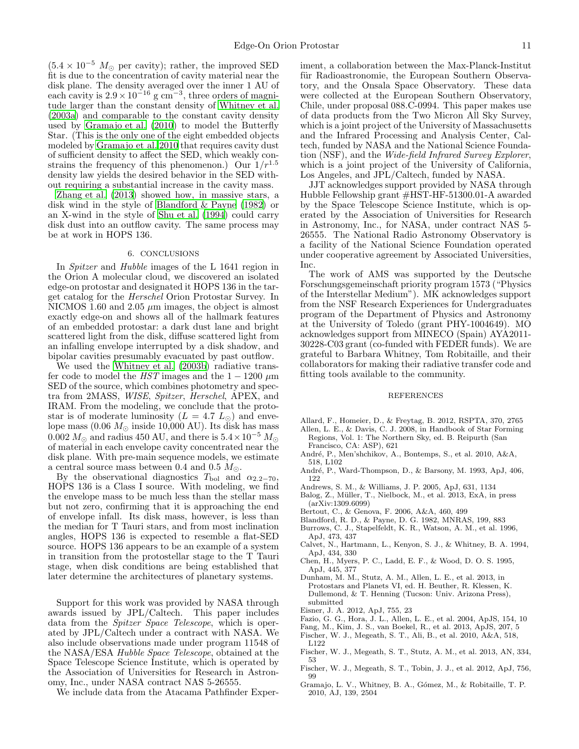($5.4 \times 10^{-5}$ $M_\odot$ per cavity); rather, the improved SED fit is due to the concentration of cavity material near the disk plane. The density averaged over the inner 1 AU of each cavity is $2.9 \times 10^{-16}$ g cm$^{-3}$, three orders of magnitude larger than the constant density of Whitney et al. (2003a) and comparable to the constant cavity density used by Gramajo et al. (2010) to model the Butterfly Star. (This is the only one of the eight embedded objects modeled by Gramajo et al. 2010 that requires cavity dust of sufficient density to affect the SED, which weakly constrains the frequency of this phenomenon.) Our $1/r^{1.5}$ density law yields the desired behavior in the SED without requiring a substantial increase in the cavity mass.

Zhang et al. (2013) showed how, in massive stars, a disk wind in the style of Blandford & Payne (1982) or an X-wind in the style of Shu et al. (1994) could carry disk dust into an outflow cavity. The same process may be at work in HOPS 136.

## 6. CONCLUSIONS

In *Spitzer* and *Hubble* images of the L 1641 region in the Orion A molecular cloud, we discovered an isolated edge-on protostar and designated it HOPS 136 in the target catalog for the *Herschel* Orion Protostar Survey. In NICMOS 1.60 and 2.05 $\mu$m images, the object is almost exactly edge-on and shows all of the hallmark features of an embedded protostar: a dark dust lane and bright scattered light from the disk, diffuse scattered light from an infalling envelope interrupted by a disk shadow, and bipolar cavities presumably evacuated by past outflow.

We used the Whitney et al. (2003b) radiative transfer code to model the *HST* images and the $1-1200$ $\mu$m SED of the source, which combines photometry and spectra from 2MASS, *WISE*, *Spitzer*, *Herschel*, APEX, and IRAM. From the modeling, we conclude that the protostar is of moderate luminosity ($L = 4.7$ $L_\odot$) and envelope mass (0.06 $M_\odot$ inside 10,000 AU). Its disk has mass 0.002 $M_\odot$ and radius 450 AU, and there is $5.4 \times 10^{-5}$ $M_\odot$ of material in each envelope cavity concentrated near the disk plane. With pre-main sequence models, we estimate a central source mass between 0.4 and 0.5 $M_\odot$.

By the observational diagnostics $T_{\rm bol}$ and $\alpha_{2.2-70}$, HOPS 136 is a Class I source. With modeling, we find the envelope mass to be much less than the stellar mass but not zero, confirming that it is approaching the end of envelope infall. Its disk mass, however, is less than the median for T Tauri stars, and from most inclination angles, HOPS 136 is expected to resemble a flat-SED source. HOPS 136 appears to be an example of a system in transition from the protostellar stage to the T Tauri stage, when disk conditions are being established that later determine the architectures of planetary systems.

Support for this work was provided by NASA through awards issued by JPL/Caltech. This paper includes data from the *Spitzer Space Telescope*, which is operated by JPL/Caltech under a contract with NASA. We also include observations made under program 11548 of the NASA/ESA *Hubble Space Telescope*, obtained at the Space Telescope Science Institute, which is operated by the Association of Universities for Research in Astronomy, Inc., under NASA contract NAS 5-26555.

We include data from the Atacama Pathfinder Experiment, a collaboration between the Max-Planck-Institut für Radioastronomie, the European Southern Observatory, and the Onsala Space Observatory. These data were collected at the European Southern Observatory, Chile, under proposal 088.C-0994. This paper makes use of data products from the Two Micron All Sky Survey, which is a joint project of the University of Massachusetts and the Infrared Processing and Analysis Center, Caltech, funded by NASA and the National Science Foundation (NSF), and the *Wide-field Infrared Survey Explorer*, which is a joint project of the University of California, Los Angeles, and JPL/Caltech, funded by NASA.

JJT acknowledges support provided by NASA through Hubble Fellowship grant #HST-HF-51300.01-A awarded by the Space Telescope Science Institute, which is operated by the Association of Universities for Research in Astronomy, Inc., for NASA, under contract NAS 5-26555. The National Radio Astronomy Observatory is a facility of the National Science Foundation operated under cooperative agreement by Associated Universities, Inc.

The work of AMS was supported by the Deutsche Forschungsgemeinschaft priority program 1573 ("Physics of the Interstellar Medium"). MK acknowledges support from the NSF Research Experiences for Undergraduates program of the Department of Physics and Astronomy at the University of Toledo (grant PHY-1004649). MO acknowledges support from MINECO (Spain) AYA2011-30228-C03 grant (co-funded with FEDER funds). We are grateful to Barbara Whitney, Tom Robitaille, and their collaborators for making their radiative transfer code and fitting tools available to the community.

## REFERENCES

Allard, F., Homeier, D., & Freytag, B. 2012, RSPTA, 370, 2765

Allen, L. E., & Davis, C. J. 2008, in Handbook of Star Forming Regions, Vol. 1: The Northern Sky, ed. B. Reipurth (San Francisco, CA: ASP), 621

André, P., Men'shchikov, A., Bontemps, S., et al. 2010, A&A, 518, L102

André, P., Ward-Thompson, D., & Barsony, M. 1993, ApJ, 406, 122

Andrews, S. M., & Williams, J. P. 2005, ApJ, 631, 1134

Balog, Z., Müller, T., Nielbock, M., et al. 2013, ExA, in press (arXiv:1309.6099)

Bertout, C., & Genova, F. 2006, A&A, 460, 499

Blandford, R. D., & Payne, D. G. 1982, MNRAS, 199, 883

Burrows, C. J., Stapelfeldt, K. R., Watson, A. M., et al. 1996, ApJ, 473, 437

Calvet, N., Hartmann, L., Kenyon, S. J., & Whitney, B. A. 1994, ApJ, 434, 330

Chen, H., Myers, P. C., Ladd, E. F., & Wood, D. O. S. 1995, ApJ, 445, 377

Dunham, M. M., Stutz, A. M., Allen, L. E., et al. 2013, in Protostars and Planets VI, ed. H. Beuther, R. Klessen, K. Dullemond, & T. Henning (Tucson: Univ. Arizona Press), submitted

Eisner, J. A. 2012, ApJ, 755, 23

Fazio, G. G., Hora, J. L., Allen, L. E., et al. 2004, ApJS, 154, 10

Fang, M., Kim, J. S., van Boekel, R., et al. 2013, ApJS, 207, 5

Fischer, W. J., Megeath, S. T., Ali, B., et al. 2010, A&A, 518, L122

Fischer, W. J., Megeath, S. T., Stutz, A. M., et al. 2013, AN, 334, 53

Fischer, W. J., Megeath, S. T., Tobin, J. J., et al. 2012, ApJ, 756, 99

Gramajo, L. V., Whitney, B. A., Gómez, M., & Robitaille, T. P. 2010, AJ, 139, 2504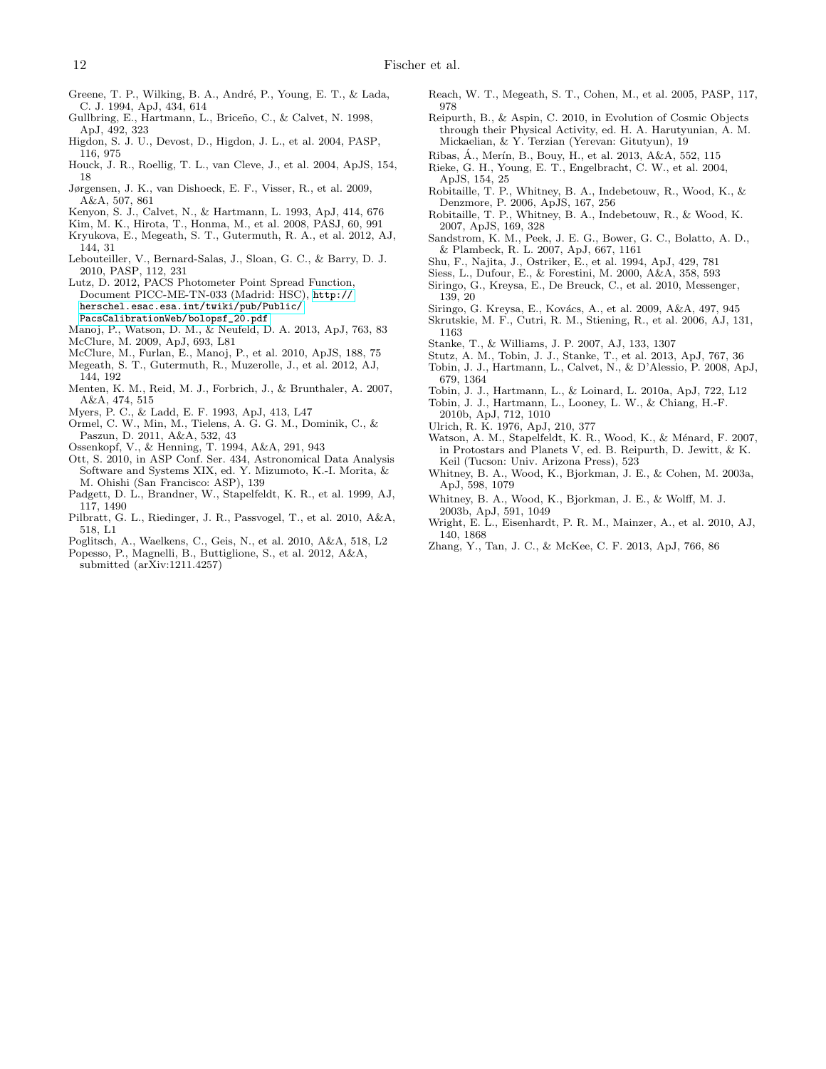Greene, T. P., Wilking, B. A., André, P., Young, E. T., & Lada, C. J. 1994, ApJ, 434, 614

Gullbring, E., Hartmann, L., Briceño, C., & Calvet, N. 1998, ApJ, 492, 323

Higdon, S. J. U., Devost, D., Higdon, J. L., et al. 2004, PASP, 116, 975

Houck, J. R., Roellig, T. L., van Cleve, J., et al. 2004, ApJS, 154, 18

Jørgensen, J. K., van Dishoeck, E. F., Visser, R., et al. 2009, A&A, 507, 861

Kenyon, S. J., Calvet, N., & Hartmann, L. 1993, ApJ, 414, 676

Kim, M. K., Hirota, T., Honma, M., et al. 2008, PASJ, 60, 991

Kryukova, E., Megeath, S. T., Gutermuth, R. A., et al. 2012, AJ, 144, 31

Lebouteiller, V., Bernard-Salas, J., Sloan, G. C., & Barry, D. J. 2010, PASP, 112, 231

Lutz, D. 2012, PACS Photometer Point Spread Function, Document PICC-ME-TN-033 (Madrid: HSC), http://herschel.esac.esa.int/twiki/pub/Public/PacsCalibrationWeb/bolopsf_20.pdf

Manoj, P., Watson, D. M., & Neufeld, D. A. 2013, ApJ, 763, 83

McClure, M. 2009, ApJ, 693, L81

McClure, M., Furlan, E., Manoj, P., et al. 2010, ApJS, 188, 75

Megeath, S. T., Gutermuth, R., Muzerolle, J., et al. 2012, AJ, 144, 192

Menten, K. M., Reid, M. J., Forbrich, J., & Brunthaler, A. 2007, A&A, 474, 515

Myers, P. C., & Ladd, E. F. 1993, ApJ, 413, L47

Ormel, C. W., Min, M., Tielens, A. G. G. M., Dominik, C., & Paszun, D. 2011, A&A, 532, 43

Ossenkopf, V., & Henning, T. 1994, A&A, 291, 943

Ott, S. 2010, in ASP Conf. Ser. 434, Astronomical Data Analysis Software and Systems XIX, ed. Y. Mizumoto, K.-I. Morita, & M. Ohishi (San Francisco: ASP), 139

Padgett, D. L., Brandner, W., Stapelfeldt, K. R., et al. 1999, AJ, 117, 1490

Pilbratt, G. L., Riedinger, J. R., Passvogel, T., et al. 2010, A&A, 518, L1

Poglitsch, A., Waelkens, C., Geis, N., et al. 2010, A&A, 518, L2

Popesso, P., Magnelli, B., Buttiglione, S., et al. 2012, A&A, submitted (arXiv:1211.4257)

Reach, W. T., Megeath, S. T., Cohen, M., et al. 2005, PASP, 117, 978

Reipurth, B., & Aspin, C. 2010, in Evolution of Cosmic Objects through their Physical Activity, ed. H. A. Harutyunian, A. M. Mickaelian, & Y. Terzian (Yerevan: Gitutyun), 19

Ribas, Á., Merín, B., Bouy, H., et al. 2013, A&A, 552, 115

Rieke, G. H., Young, E. T., Engelbracht, C. W., et al. 2004, ApJS, 154, 25

Robitaille, T. P., Whitney, B. A., Indebetouw, R., Wood, K., & Denzmore, P. 2006, ApJS, 167, 256

Robitaille, T. P., Whitney, B. A., Indebetouw, R., & Wood, K. 2007, ApJS, 169, 328

Sandstrom, K. M., Peek, J. E. G., Bower, G. C., Bolatto, A. D., & Plambeck, R. L. 2007, ApJ, 667, 1161

Shu, F., Najita, J., Ostriker, E., et al. 1994, ApJ, 429, 781

Siess, L., Dufour, E., & Forestini, M. 2000, A&A, 358, 593

Siringo, G., Kreysa, E., De Breuck, C., et al. 2010, Messenger, 139, 20

Siringo, G. Kreysa, E., Kovács, A., et al. 2009, A&A, 497, 945

Skrutskie, M. F., Cutri, R. M., Stiening, R., et al. 2006, AJ, 131, 1163

Stanke, T., & Williams, J. P. 2007, AJ, 133, 1307

Stutz, A. M., Tobin, J. J., Stanke, T., et al. 2013, ApJ, 767, 36

Tobin, J. J., Hartmann, L., Calvet, N., & D'Alessio, P. 2008, ApJ, 679, 1364

Tobin, J. J., Hartmann, L., & Loinard, L. 2010a, ApJ, 722, L12

Tobin, J. J., Hartmann, L., Looney, L. W., & Chiang, H.-F. 2010b, ApJ, 712, 1010

Ulrich, R. K. 1976, ApJ, 210, 377

Watson, A. M., Stapelfeldt, K. R., Wood, K., & Ménard, F. 2007, in Protostars and Planets V, ed. B. Reipurth, D. Jewitt, & K. Keil (Tucson: Univ. Arizona Press), 523

Whitney, B. A., Wood, K., Bjorkman, J. E., & Cohen, M. 2003a, ApJ, 598, 1079

Whitney, B. A., Wood, K., Bjorkman, J. E., & Wolff, M. J. 2003b, ApJ, 591, 1049

Wright, E. L., Eisenhardt, P. R. M., Mainzer, A., et al. 2010, AJ, 140, 1868

Zhang, Y., Tan, J. C., & McKee, C. F. 2013, ApJ, 766, 86